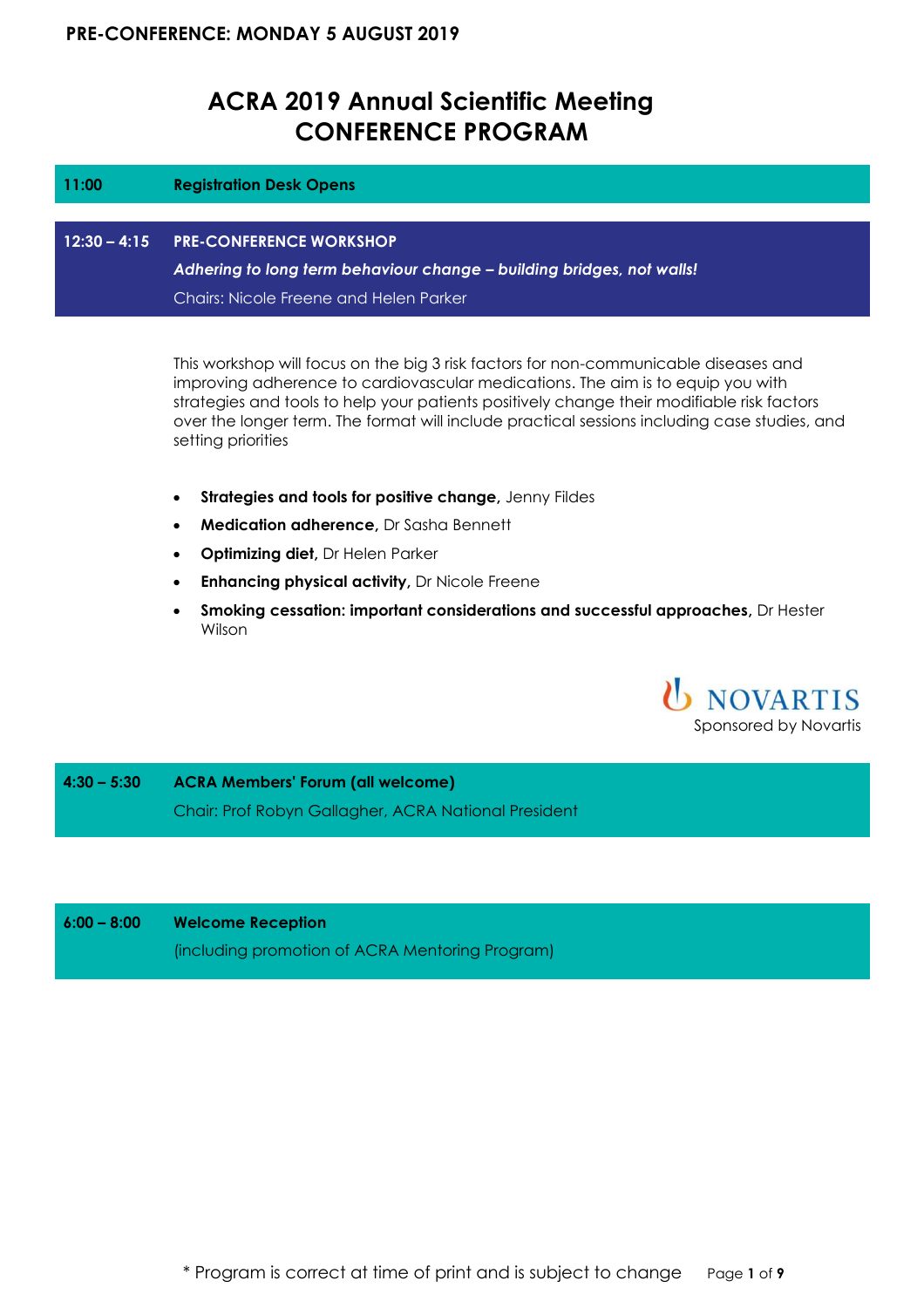**PRE-CONFERENCE: MONDAY 5 AUGUST 2019**

# ACRA 2019 Annual Scientific Meeting
# CONFERENCE PROGRAM

**11:00** **Registration Desk Opens**

**12:30 – 4:15** **PRE-CONFERENCE WORKSHOP**

***Adhering to long term behaviour change – building bridges, not walls!***

Chairs: Nicole Freene and Helen Parker

This workshop will focus on the big 3 risk factors for non-communicable diseases and improving adherence to cardiovascular medications. The aim is to equip you with strategies and tools to help your patients positively change their modifiable risk factors over the longer term. The format will include practical sessions including case studies, and setting priorities

- **Strategies and tools for positive change,** Jenny Fildes
- **Medication adherence,** Dr Sasha Bennett
- **Optimizing diet,** Dr Helen Parker
- **Enhancing physical activity,** Dr Nicole Freene
- **Smoking cessation: important considerations and successful approaches,** Dr Hester Wilson

NOVARTIS
Sponsored by Novartis

**4:30 – 5:30** **ACRA Members' Forum (all welcome)**

Chair: Prof Robyn Gallagher, ACRA National President

**6:00 – 8:00** **Welcome Reception**

(including promotion of ACRA Mentoring Program)

* Program is correct at time of print and is subject to change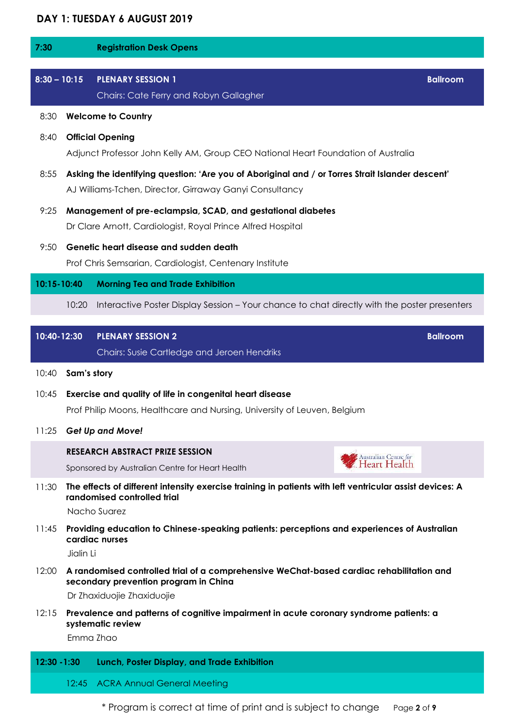## DAY 1: TUESDAY 6 AUGUST 2019

**7:30** **Registration Desk Opens**

### 8:30 – 10:15 PLENARY SESSION 1 — Ballroom

Chairs: Cate Ferry and Robyn Gallagher

8:30 **Welcome to Country**

8:40 **Official Opening**
Adjunct Professor John Kelly AM, Group CEO National Heart Foundation of Australia

8:55 **Asking the identifying question: 'Are you of Aboriginal and / or Torres Strait Islander descent'**
AJ Williams-Tchen, Director, Girraway Ganyi Consultancy

9:25 **Management of pre-eclampsia, SCAD, and gestational diabetes**
Dr Clare Arnott, Cardiologist, Royal Prince Alfred Hospital

9:50 **Genetic heart disease and sudden death**
Prof Chris Semsarian, Cardiologist, Centenary Institute

**10:15-10:40** **Morning Tea and Trade Exhibition**

10:20 Interactive Poster Display Session – Your chance to chat directly with the poster presenters

### 10:40-12:30 PLENARY SESSION 2 — Ballroom

Chairs: Susie Cartledge and Jeroen Hendriks

10:40 **Sam's story**

10:45 **Exercise and quality of life in congenital heart disease**
Prof Philip Moons, Healthcare and Nursing, University of Leuven, Belgium

11:25 ***Get Up and Move!***

**RESEARCH ABSTRACT PRIZE SESSION**
Sponsored by Australian Centre for Heart Health

11:30 **The effects of different intensity exercise training in patients with left ventricular assist devices: A randomised controlled trial**
Nacho Suarez

11:45 **Providing education to Chinese-speaking patients: perceptions and experiences of Australian cardiac nurses**
Jialin Li

12:00 **A randomised controlled trial of a comprehensive WeChat-based cardiac rehabilitation and secondary prevention program in China**
Dr Zhaxiduojie Zhaxiduojie

12:15 **Prevalence and patterns of cognitive impairment in acute coronary syndrome patients: a systematic review**
Emma Zhao

**12:30 -1:30** **Lunch, Poster Display, and Trade Exhibition**

12:45 ACRA Annual General Meeting

\* Program is correct at time of print and is subject to change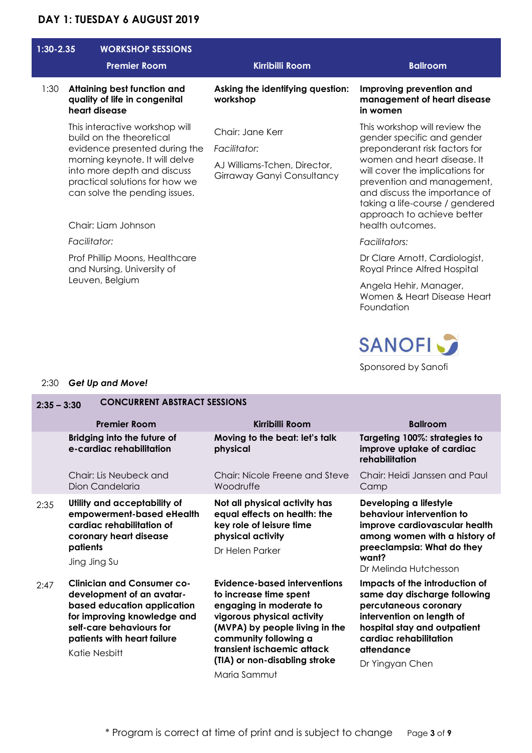## DAY 1: TUESDAY 6 AUGUST 2019

### 1:30-2.35 WORKSHOP SESSIONS

| | Premier Room | Kirribilli Room | Ballroom |
|---|---|---|---|
| 1:30 | **Attaining best function and quality of life in congenital heart disease**<br><br>This interactive workshop will build on the theoretical evidence presented during the morning keynote. It will delve into more depth and discuss practical solutions for how we can solve the pending issues.<br><br>Chair: Liam Johnson<br><br>*Facilitator:*<br><br>Prof Phillip Moons, Healthcare and Nursing, University of Leuven, Belgium | **Asking the identifying question: workshop**<br><br>Chair: Jane Kerr<br><br>*Facilitator:*<br><br>AJ Williams-Tchen, Director, Girraway Ganyi Consultancy | **Improving prevention and management of heart disease in women**<br><br>This workshop will review the gender specific and gender preponderant risk factors for women and heart disease. It will cover the implications for prevention and management, and discuss the importance of taking a life-course / gendered approach to achieve better health outcomes.<br><br>*Facilitators:*<br><br>Dr Clare Arnott, Cardiologist, Royal Prince Alfred Hospital<br><br>Angela Hehir, Manager, Women & Heart Disease Heart Foundation<br><br>SANOFI<br><br>Sponsored by Sanofi |

2:30 ***Get Up and Move!***

### 2:35 – 3:30 CONCURRENT ABSTRACT SESSIONS

| | Premier Room | Kirribilli Room | Ballroom |
|---|---|---|---|
| | **Bridging into the future of e-cardiac rehabilitation**<br><br>Chair: Lis Neubeck and Dion Candelaria | **Moving to the beat: let's talk physical**<br><br>Chair: Nicole Freene and Steve Woodruffe | **Targeting 100%: strategies to improve uptake of cardiac rehabilitation**<br><br>Chair: Heidi Janssen and Paul Camp |
| 2:35 | **Utility and acceptability of empowerment-based eHealth cardiac rehabilitation of coronary heart disease patients**<br><br>Jing Jing Su | **Not all physical activity has equal effects on health: the key role of leisure time physical activity**<br><br>Dr Helen Parker | **Developing a lifestyle behaviour intervention to improve cardiovascular health among women with a history of preeclampsia: What do they want?**<br><br>Dr Melinda Hutchesson |
| 2:47 | **Clinician and Consumer co-development of an avatar-based education application for improving knowledge and self-care behaviours for patients with heart failure**<br><br>Katie Nesbitt | **Evidence-based interventions to increase time spent engaging in moderate to vigorous physical activity (MVPA) by people living in the community following a transient ischaemic attack (TIA) or non-disabling stroke**<br><br>Maria Sammut | **Impacts of the introduction of same day discharge following percutaneous coronary intervention on length of hospital stay and outpatient cardiac rehabilitation attendance**<br><br>Dr Yingyan Chen |

\* Program is correct at time of print and is subject to change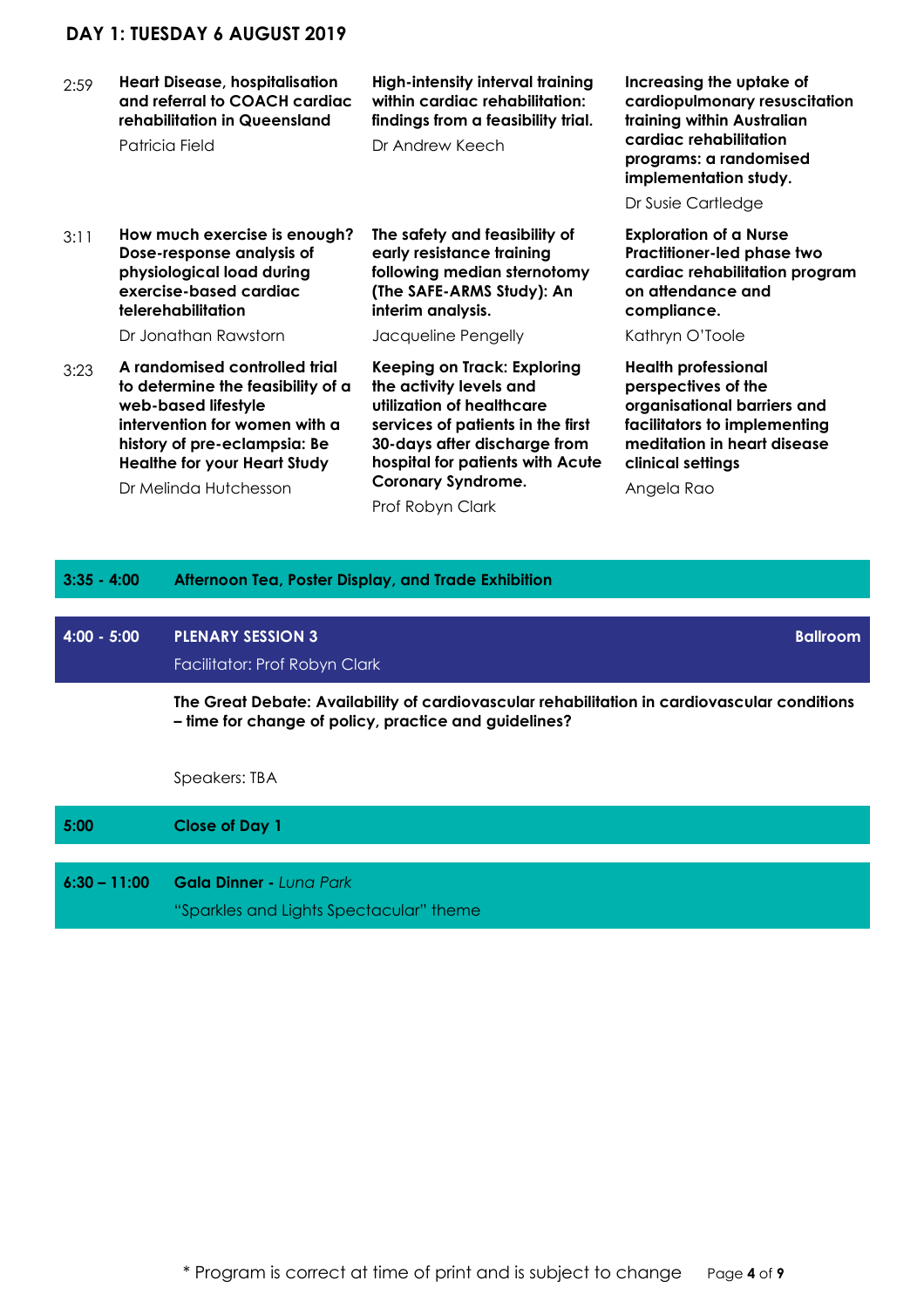## DAY 1: TUESDAY 6 AUGUST 2019

| Time | | | |
|---|---|---|---|
| 2:59 | **Heart Disease, hospitalisation and referral to COACH cardiac rehabilitation in Queensland**<br>Patricia Field | **High-intensity interval training within cardiac rehabilitation: findings from a feasibility trial.**<br>Dr Andrew Keech | **Increasing the uptake of cardiopulmonary resuscitation training within Australian cardiac rehabilitation programs: a randomised implementation study.**<br>Dr Susie Cartledge |
| 3:11 | **How much exercise is enough? Dose-response analysis of physiological load during exercise-based cardiac telerehabilitation**<br>Dr Jonathan Rawstorn | **The safety and feasibility of early resistance training following median sternotomy (The SAFE-ARMS Study): An interim analysis.**<br>Jacqueline Pengelly | **Exploration of a Nurse Practitioner-led phase two cardiac rehabilitation program on attendance and compliance.**<br>Kathryn O'Toole |
| 3:23 | **A randomised controlled trial to determine the feasibility of a web-based lifestyle intervention for women with a history of pre-eclampsia: Be Healthe for your Heart Study**<br>Dr Melinda Hutchesson | **Keeping on Track: Exploring the activity levels and utilization of healthcare services of patients in the first 30-days after discharge from hospital for patients with Acute Coronary Syndrome.**<br>Prof Robyn Clark | **Health professional perspectives of the organisational barriers and facilitators to implementing meditation in heart disease clinical settings**<br>Angela Rao |

**3:35 - 4:00** **Afternoon Tea, Poster Display, and Trade Exhibition**

**4:00 - 5:00** **PLENARY SESSION 3** — **Ballroom**

Facilitator: Prof Robyn Clark

**The Great Debate: Availability of cardiovascular rehabilitation in cardiovascular conditions – time for change of policy, practice and guidelines?**

Speakers: TBA

**5:00** **Close of Day 1**

**6:30 – 11:00** **Gala Dinner** - *Luna Park*

"Sparkles and Lights Spectacular" theme

\* Program is correct at time of print and is subject to change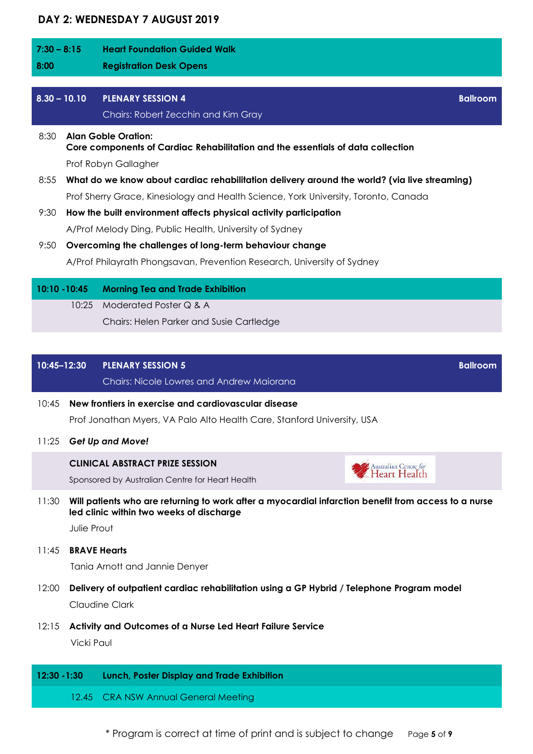# DAY 2: WEDNESDAY 7 AUGUST 2019

**7:30 – 8:15** **Heart Foundation Guided Walk**

**8:00** **Registration Desk Opens**

## 8.30 – 10.10 PLENARY SESSION 4 — Ballroom

Chairs: Robert Zecchin and Kim Gray

8:30 **Alan Goble Oration:**
**Core components of Cardiac Rehabilitation and the essentials of data collection**
Prof Robyn Gallagher

8:55 **What do we know about cardiac rehabilitation delivery around the world? (via live streaming)**
Prof Sherry Grace, Kinesiology and Health Science, York University, Toronto, Canada

9:30 **How the built environment affects physical activity participation**
A/Prof Melody Ding, Public Health, University of Sydney

9:50 **Overcoming the challenges of long-term behaviour change**
A/Prof Philayrath Phongsavan, Prevention Research, University of Sydney

**10:10 -10:45** **Morning Tea and Trade Exhibition**

10:25 Moderated Poster Q & A
Chairs: Helen Parker and Susie Cartledge

## 10:45–12:30 PLENARY SESSION 5 — Ballroom

Chairs: Nicole Lowres and Andrew Maiorana

10:45 **New frontiers in exercise and cardiovascular disease**
Prof Jonathan Myers, VA Palo Alto Health Care, Stanford University, USA

11:25 ***Get Up and Move!***

**CLINICAL ABSTRACT PRIZE SESSION**
Sponsored by Australian Centre for Heart Health

11:30 **Will patients who are returning to work after a myocardial infarction benefit from access to a nurse led clinic within two weeks of discharge**
Julie Prout

11:45 **BRAVE Hearts**
Tania Arnott and Jannie Denyer

12:00 **Delivery of outpatient cardiac rehabilitation using a GP Hybrid / Telephone Program model**
Claudine Clark

12:15 **Activity and Outcomes of a Nurse Led Heart Failure Service**
Vicki Paul

**12:30 -1:30** **Lunch, Poster Display and Trade Exhibition**

12.45 CRA NSW Annual General Meeting

\* Program is correct at time of print and is subject to change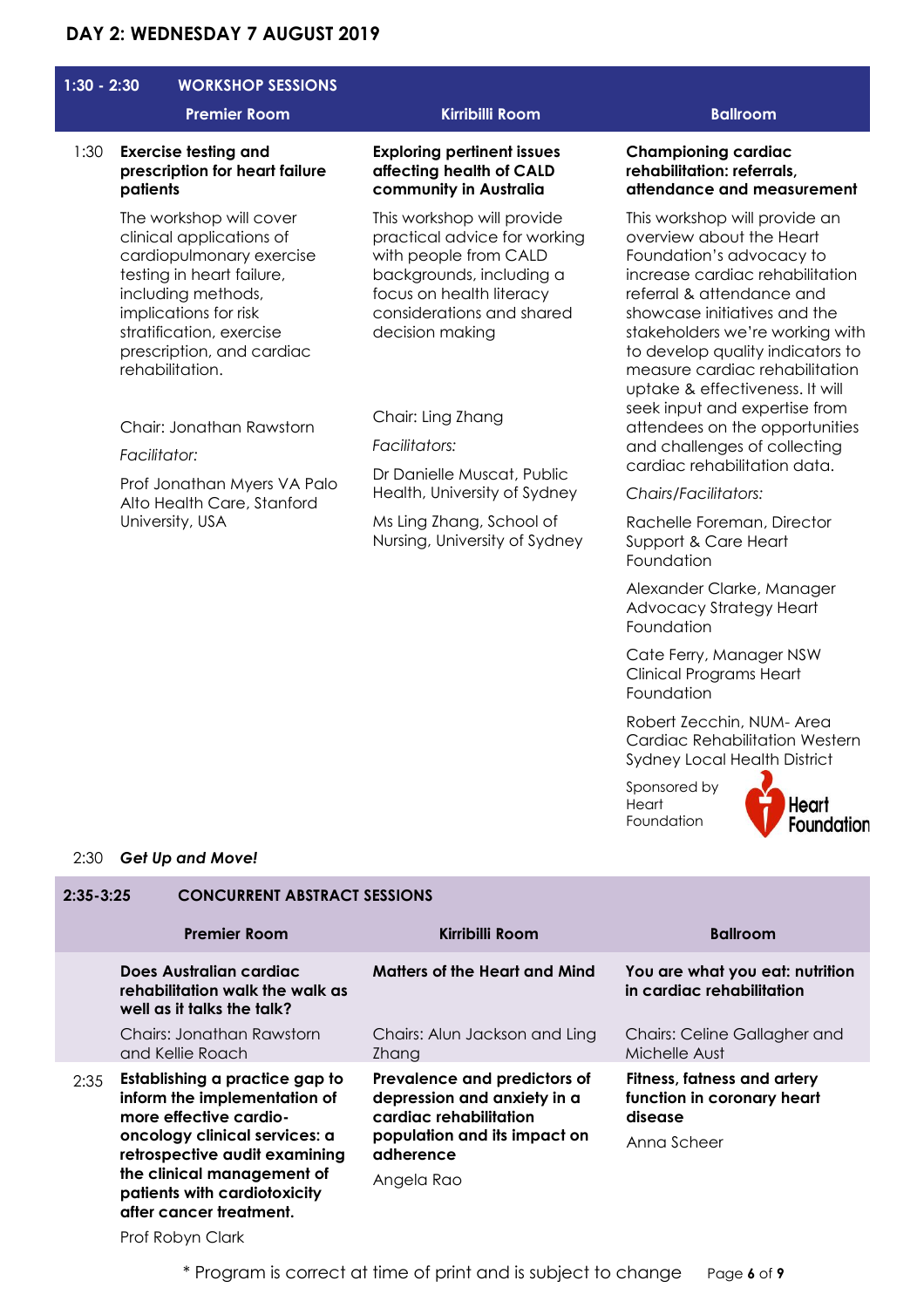## DAY 2: WEDNESDAY 7 AUGUST 2019

### 1:30 - 2:30 WORKSHOP SESSIONS

| | Premier Room | Kirribilli Room | Ballroom |
|---|---|---|---|
| 1:30 | **Exercise testing and prescription for heart failure patients** | **Exploring pertinent issues affecting health of CALD community in Australia** | **Championing cardiac rehabilitation: referrals, attendance and measurement** |
| | The workshop will cover clinical applications of cardiopulmonary exercise testing in heart failure, including methods, implications for risk stratification, exercise prescription, and cardiac rehabilitation. | This workshop will provide practical advice for working with people from CALD backgrounds, including a focus on health literacy considerations and shared decision making | This workshop will provide an overview about the Heart Foundation's advocacy to increase cardiac rehabilitation referral & attendance and showcase initiatives and the stakeholders we're working with to develop quality indicators to measure cardiac rehabilitation uptake & effectiveness. It will seek input and expertise from attendees on the opportunities and challenges of collecting cardiac rehabilitation data. |
| | Chair: Jonathan Rawstorn<br>*Facilitator:*<br>Prof Jonathan Myers VA Palo Alto Health Care, Stanford University, USA | Chair: Ling Zhang<br>*Facilitators:*<br>Dr Danielle Muscat, Public Health, University of Sydney<br>Ms Ling Zhang, School of Nursing, University of Sydney | *Chairs/Facilitators:*<br>Rachelle Foreman, Director Support & Care Heart Foundation<br>Alexander Clarke, Manager Advocacy Strategy Heart Foundation<br>Cate Ferry, Manager NSW Clinical Programs Heart Foundation<br>Robert Zecchin, NUM- Area Cardiac Rehabilitation Western Sydney Local Health District<br>Sponsored by Heart Foundation |

2:30 ***Get Up and Move!***

### 2:35-3:25 CONCURRENT ABSTRACT SESSIONS

| | Premier Room | Kirribilli Room | Ballroom |
|---|---|---|---|
| | **Does Australian cardiac rehabilitation walk the walk as well as it talks the talk?** | **Matters of the Heart and Mind** | **You are what you eat: nutrition in cardiac rehabilitation** |
| | Chairs: Jonathan Rawstorn and Kellie Roach | Chairs: Alun Jackson and Ling Zhang | Chairs: Celine Gallagher and Michelle Aust |
| 2:35 | **Establishing a practice gap to inform the implementation of more effective cardio-oncology clinical services: a retrospective audit examining the clinical management of patients with cardiotoxicity after cancer treatment.**<br>Prof Robyn Clark | **Prevalence and predictors of depression and anxiety in a cardiac rehabilitation population and its impact on adherence**<br>Angela Rao | **Fitness, fatness and artery function in coronary heart disease**<br>Anna Scheer |

\* Program is correct at time of print and is subject to change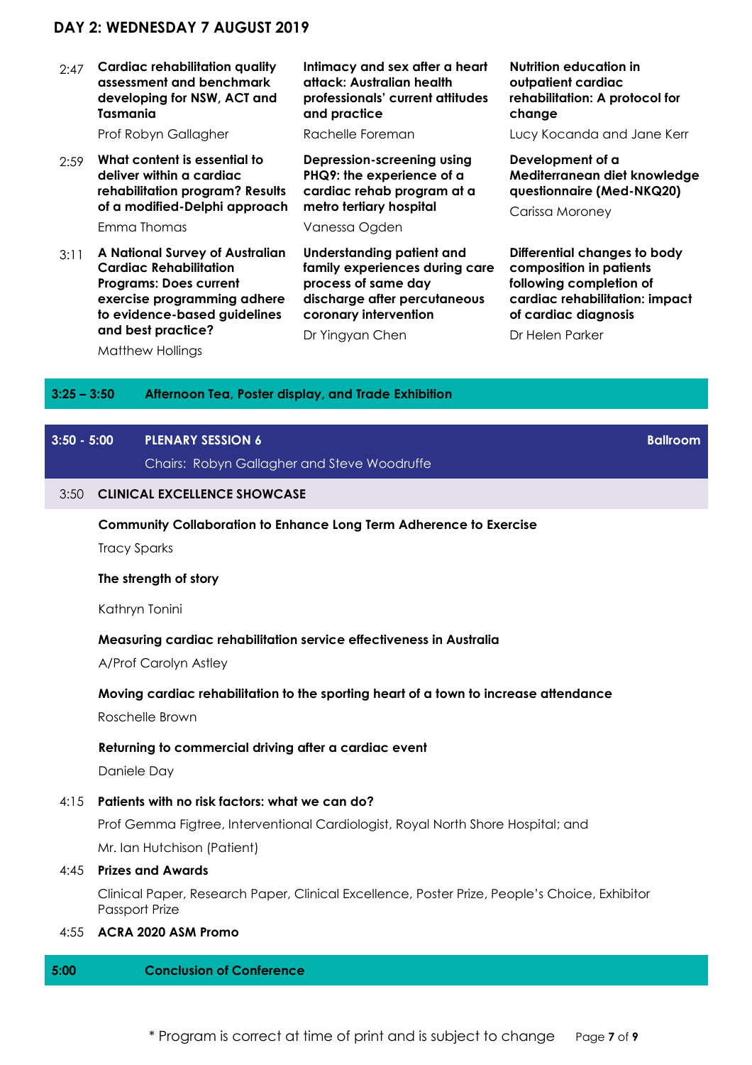## DAY 2: WEDNESDAY 7 AUGUST 2019

| Time | | | |
|---|---|---|---|
| 2:47 | **Cardiac rehabilitation quality assessment and benchmark developing for NSW, ACT and Tasmania**<br>Prof Robyn Gallagher | **Intimacy and sex after a heart attack: Australian health professionals' current attitudes and practice**<br>Rachelle Foreman | **Nutrition education in outpatient cardiac rehabilitation: A protocol for change**<br>Lucy Kocanda and Jane Kerr |
| 2:59 | **What content is essential to deliver within a cardiac rehabilitation program? Results of a modified-Delphi approach**<br>Emma Thomas | **Depression-screening using PHQ9: the experience of a cardiac rehab program at a metro tertiary hospital**<br>Vanessa Ogden | **Development of a Mediterranean diet knowledge questionnaire (Med-NKQ20)**<br>Carissa Moroney |
| 3:11 | **A National Survey of Australian Cardiac Rehabilitation Programs: Does current exercise programming adhere to evidence-based guidelines and best practice?**<br>Matthew Hollings | **Understanding patient and family experiences during care process of same day discharge after percutaneous coronary intervention**<br>Dr Yingyan Chen | **Differential changes to body composition in patients following completion of cardiac rehabilitation: impact of cardiac diagnosis**<br>Dr Helen Parker |

**3:25 – 3:50 Afternoon Tea, Poster display, and Trade Exhibition**

**3:50 - 5:00 PLENARY SESSION 6** — **Ballroom**

Chairs: Robyn Gallagher and Steve Woodruffe

3:50 **CLINICAL EXCELLENCE SHOWCASE**

**Community Collaboration to Enhance Long Term Adherence to Exercise**
Tracy Sparks

**The strength of story**
Kathryn Tonini

**Measuring cardiac rehabilitation service effectiveness in Australia**
A/Prof Carolyn Astley

**Moving cardiac rehabilitation to the sporting heart of a town to increase attendance**
Roschelle Brown

**Returning to commercial driving after a cardiac event**
Daniele Day

4:15 **Patients with no risk factors: what we can do?**
Prof Gemma Figtree, Interventional Cardiologist, Royal North Shore Hospital; and
Mr. Ian Hutchison (Patient)

4:45 **Prizes and Awards**
Clinical Paper, Research Paper, Clinical Excellence, Poster Prize, People's Choice, Exhibitor Passport Prize

4:55 **ACRA 2020 ASM Promo**

**5:00 Conclusion of Conference**

\* Program is correct at time of print and is subject to change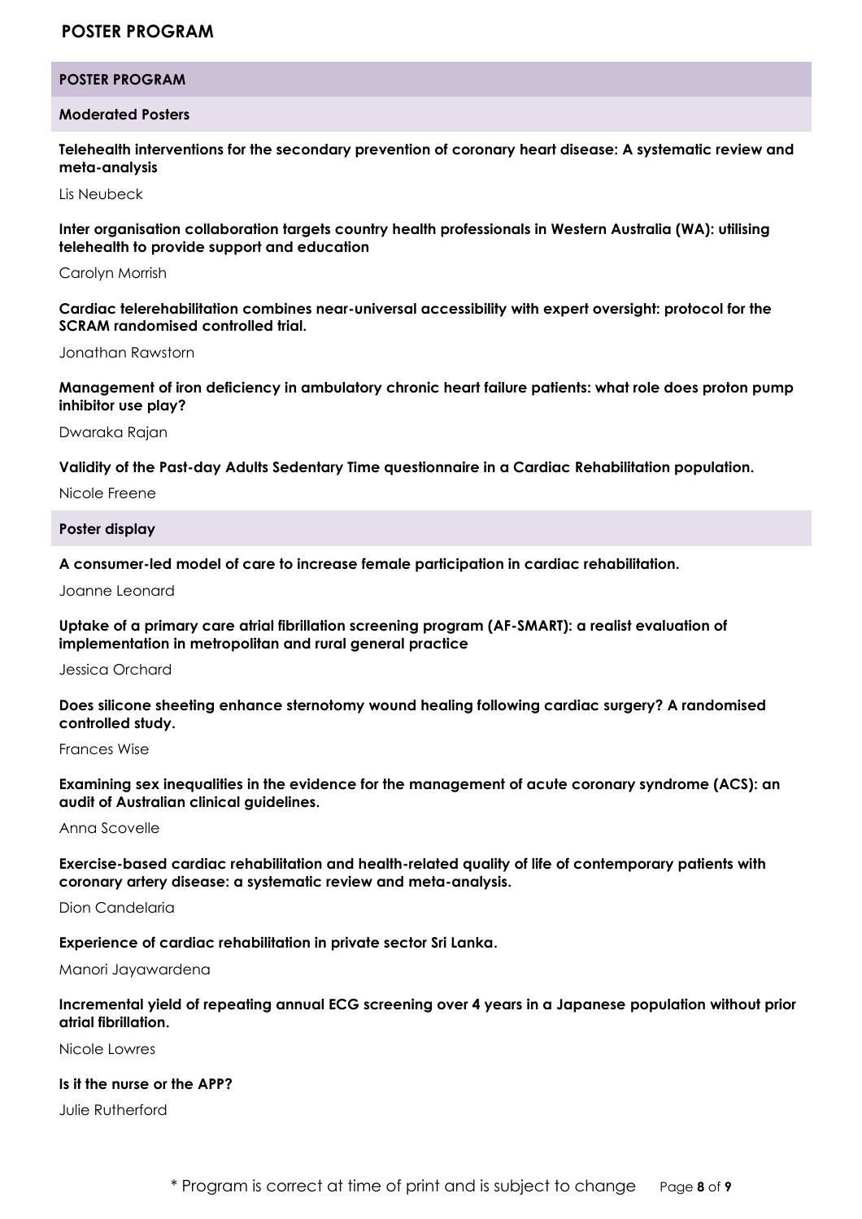# POSTER PROGRAM

## POSTER PROGRAM

### Moderated Posters

**Telehealth interventions for the secondary prevention of coronary heart disease: A systematic review and meta-analysis**

Lis Neubeck

**Inter organisation collaboration targets country health professionals in Western Australia (WA): utilising telehealth to provide support and education**

Carolyn Morrish

**Cardiac telerehabilitation combines near-universal accessibility with expert oversight: protocol for the SCRAM randomised controlled trial.**

Jonathan Rawstorn

**Management of iron deficiency in ambulatory chronic heart failure patients: what role does proton pump inhibitor use play?**

Dwaraka Rajan

**Validity of the Past-day Adults Sedentary Time questionnaire in a Cardiac Rehabilitation population.**

Nicole Freene

### Poster display

**A consumer-led model of care to increase female participation in cardiac rehabilitation.**

Joanne Leonard

**Uptake of a primary care atrial fibrillation screening program (AF-SMART): a realist evaluation of implementation in metropolitan and rural general practice**

Jessica Orchard

**Does silicone sheeting enhance sternotomy wound healing following cardiac surgery? A randomised controlled study.**

Frances Wise

**Examining sex inequalities in the evidence for the management of acute coronary syndrome (ACS): an audit of Australian clinical guidelines.**

Anna Scovelle

**Exercise-based cardiac rehabilitation and health-related quality of life of contemporary patients with coronary artery disease: a systematic review and meta-analysis.**

Dion Candelaria

**Experience of cardiac rehabilitation in private sector Sri Lanka.**

Manori Jayawardena

**Incremental yield of repeating annual ECG screening over 4 years in a Japanese population without prior atrial fibrillation.**

Nicole Lowres

**Is it the nurse or the APP?**

Julie Rutherford

\* Program is correct at time of print and is subject to change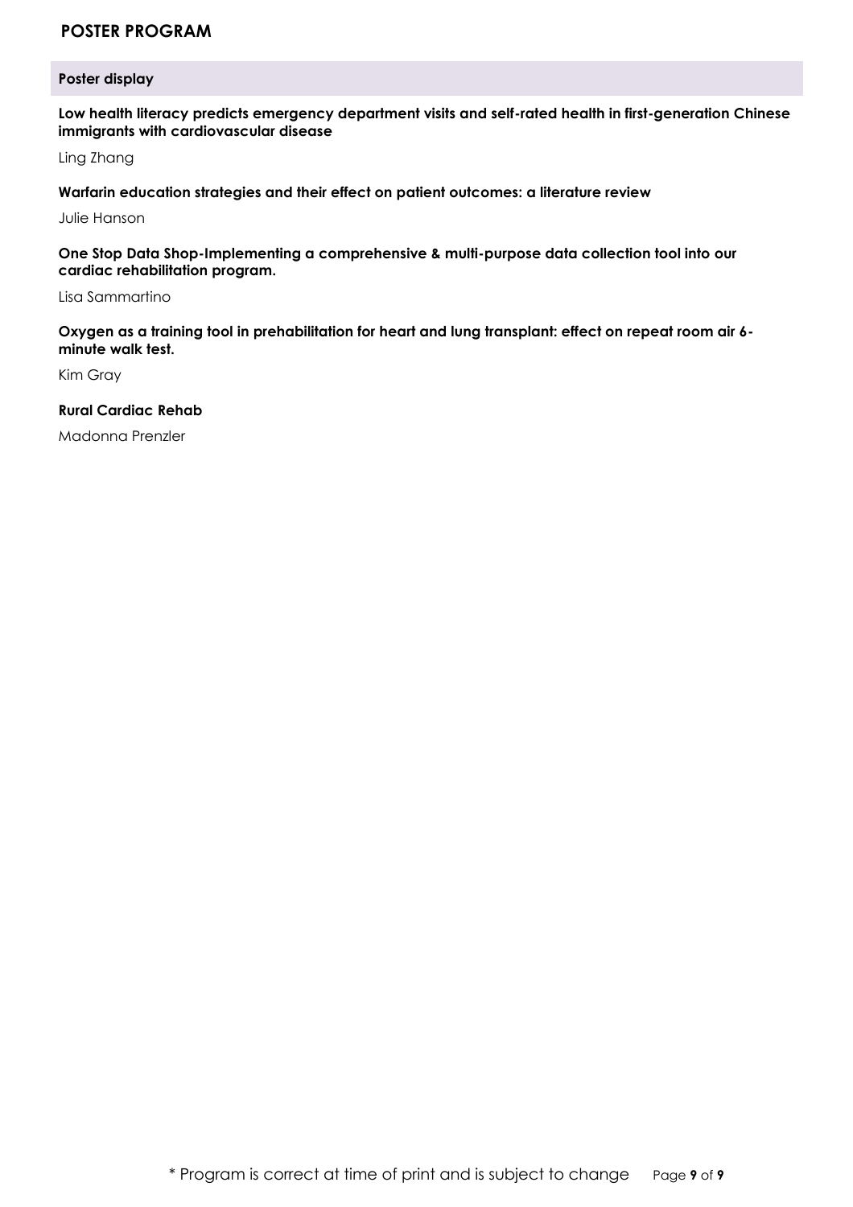# POSTER PROGRAM

## Poster display

**Low health literacy predicts emergency department visits and self-rated health in first-generation Chinese immigrants with cardiovascular disease**

Ling Zhang

**Warfarin education strategies and their effect on patient outcomes: a literature review**

Julie Hanson

**One Stop Data Shop-Implementing a comprehensive & multi-purpose data collection tool into our cardiac rehabilitation program.**

Lisa Sammartino

**Oxygen as a training tool in prehabilitation for heart and lung transplant: effect on repeat room air 6-minute walk test.**

Kim Gray

**Rural Cardiac Rehab**

Madonna Prenzler

\* Program is correct at time of print and is subject to change